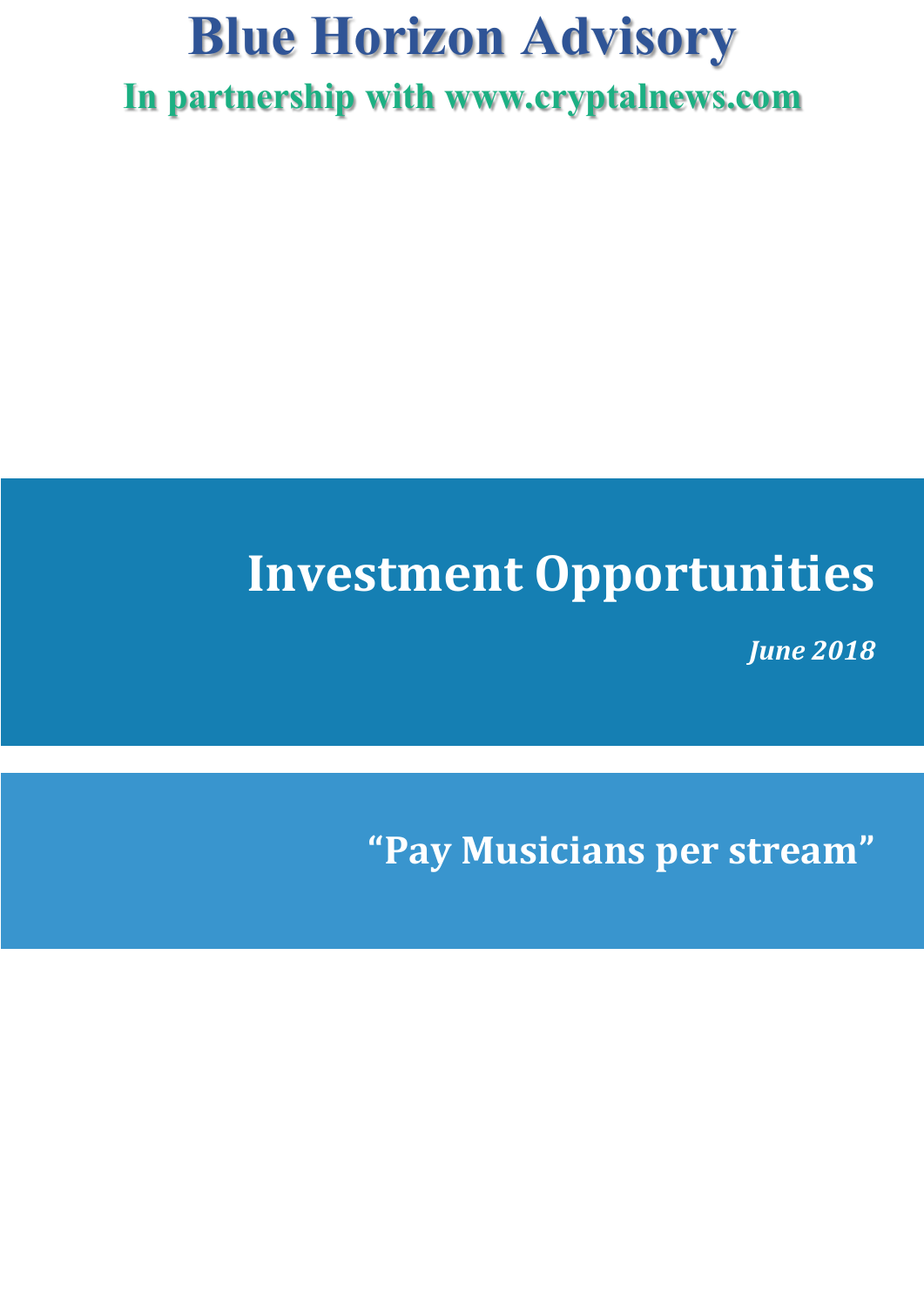# Blue Horizon Advisory

**In partnership with www.cryptalnews.com**

# Investment Opportunities

***June 2018***

## "Pay Musicians per stream"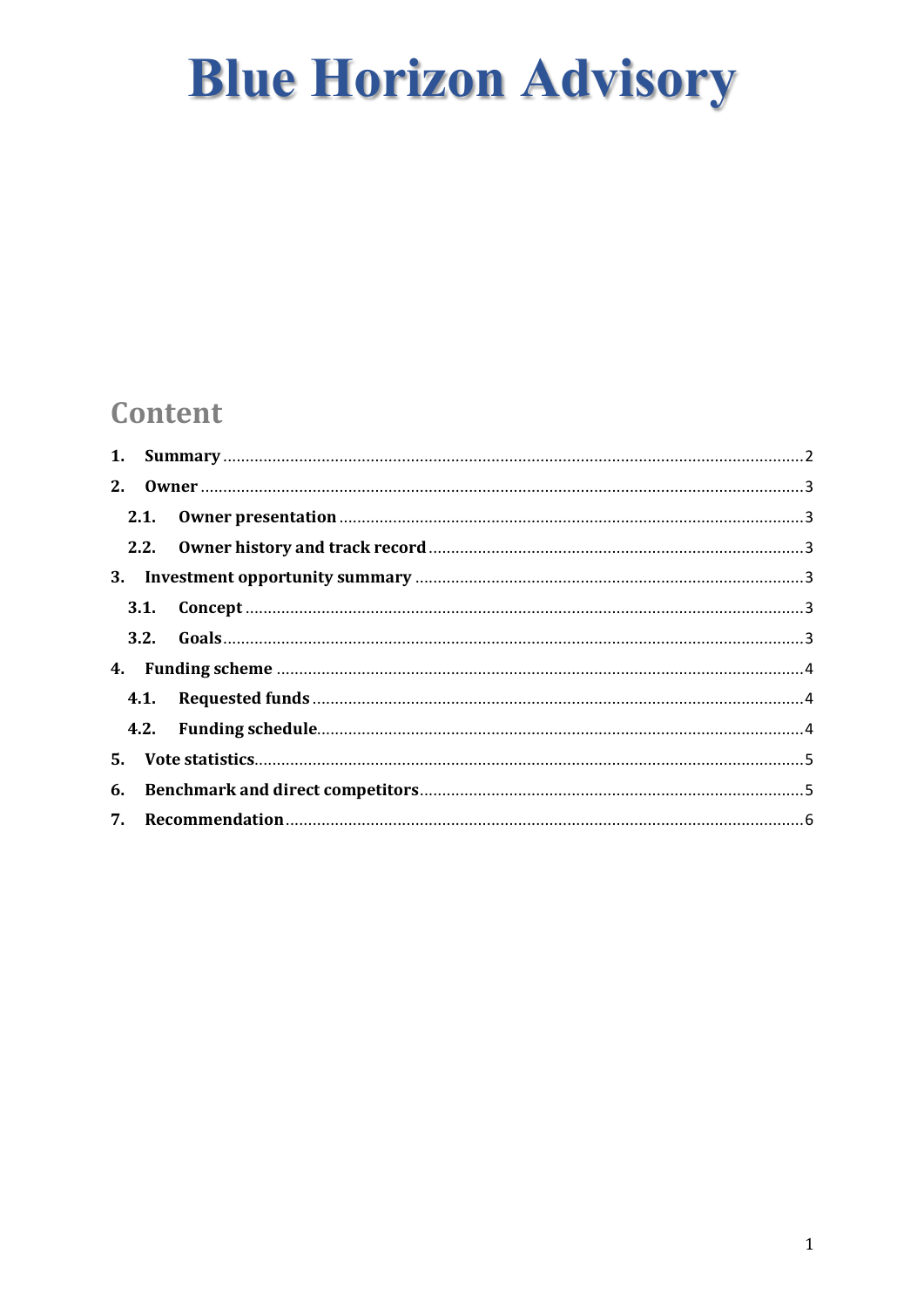# Blue Horizon Advisory

## Content

1. **Summary** .......... 2
2. **Owner** .......... 3
   - 2.1. **Owner presentation** .......... 3
   - 2.2. **Owner history and track record** .......... 3
3. **Investment opportunity summary** .......... 3
   - 3.1. **Concept** .......... 3
   - 3.2. **Goals** .......... 3
4. **Funding scheme** .......... 4
   - 4.1. **Requested funds** .......... 4
   - 4.2. **Funding schedule** .......... 4
5. **Vote statistics** .......... 5
6. **Benchmark and direct competitors** .......... 5
7. **Recommendation** .......... 6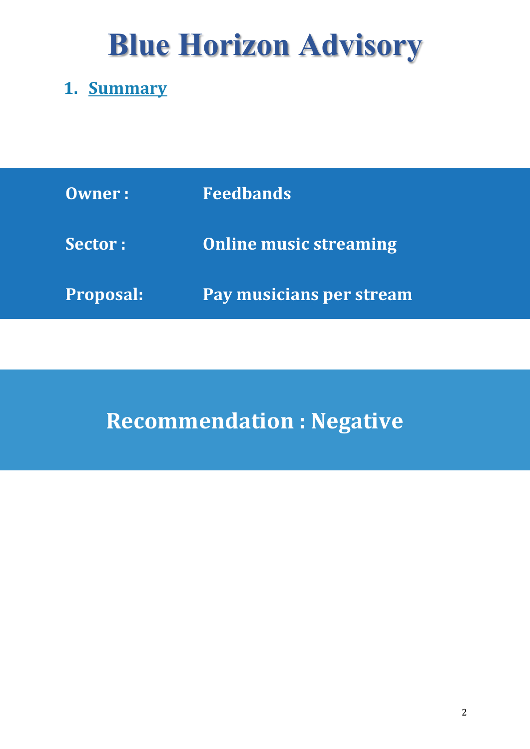# Blue Horizon Advisory

## 1. Summary

| | |
|---|---|
| **Owner :** | **Feedbands** |
| **Sector :** | **Online music streaming** |
| **Proposal:** | **Pay musicians per stream** |

## Recommendation : Negative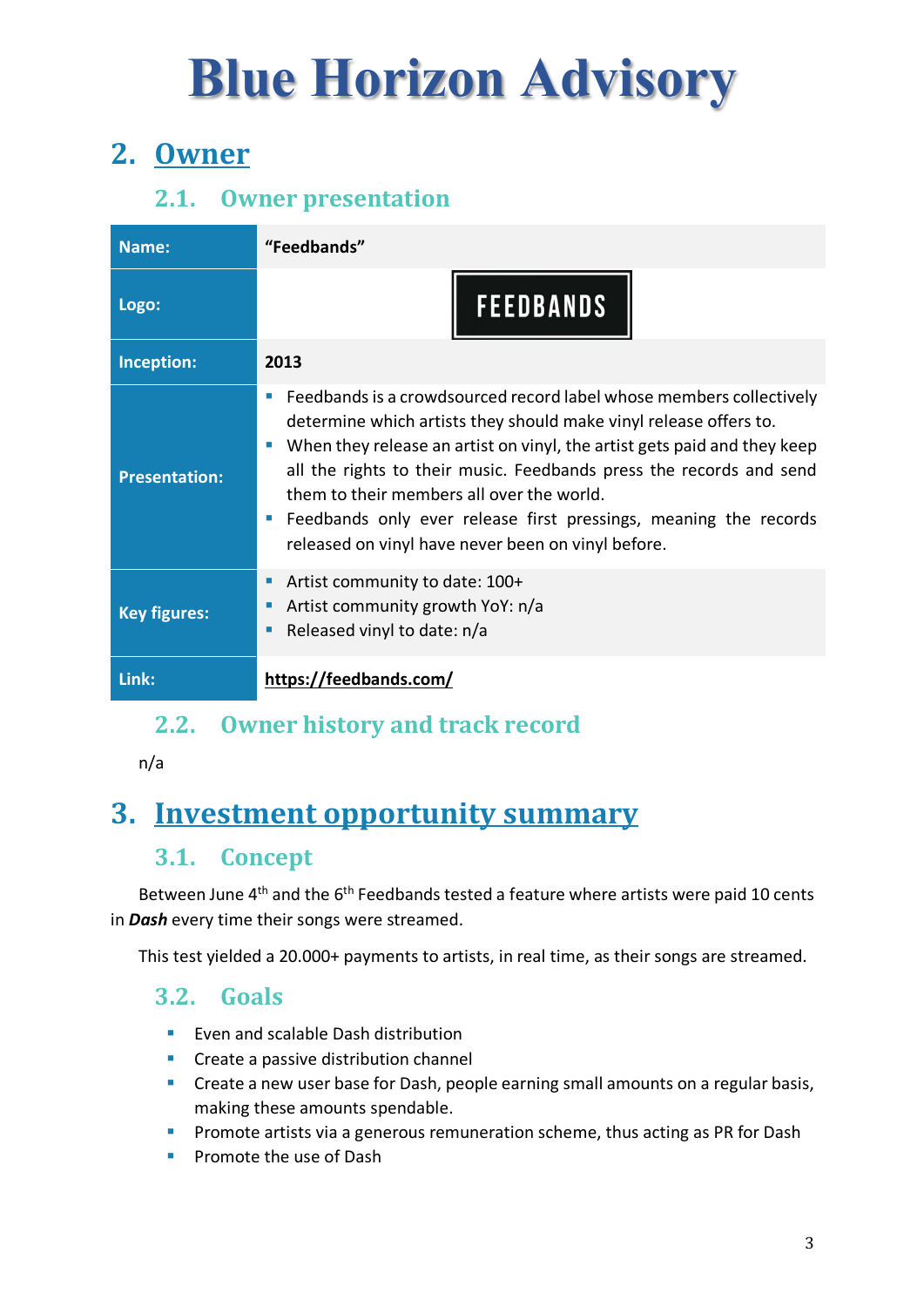# Blue Horizon Advisory

## 2. Owner

### 2.1. Owner presentation

| | |
|---|---|
| **Name:** | **“Feedbands”** |
| **Logo:** | FEEDBANDS |
| **Inception:** | **2013** |
| **Presentation:** | ▪ Feedbands is a crowdsourced record label whose members collectively determine which artists they should make vinyl release offers to. ▪ When they release an artist on vinyl, the artist gets paid and they keep all the rights to their music. Feedbands press the records and send them to their members all over the world. ▪ Feedbands only ever release first pressings, meaning the records released on vinyl have never been on vinyl before. |
| **Key figures:** | ▪ Artist community to date: 100+ ▪ Artist community growth YoY: n/a ▪ Released vinyl to date: n/a |
| **Link:** | **https://feedbands.com/** |

### 2.2. Owner history and track record

n/a

## 3. Investment opportunity summary

### 3.1. Concept

Between June 4th and the 6th Feedbands tested a feature where artists were paid 10 cents in ***Dash*** every time their songs were streamed.

This test yielded a 20.000+ payments to artists, in real time, as their songs are streamed.

### 3.2. Goals

- Even and scalable Dash distribution
- Create a passive distribution channel
- Create a new user base for Dash, people earning small amounts on a regular basis, making these amounts spendable.
- Promote artists via a generous remuneration scheme, thus acting as PR for Dash
- Promote the use of Dash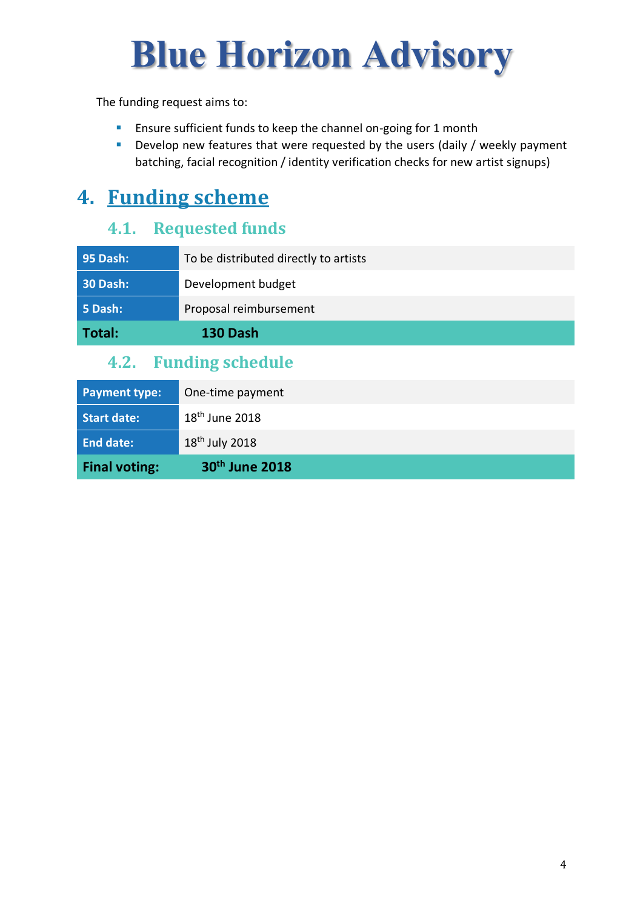# Blue Horizon Advisory

The funding request aims to:

- Ensure sufficient funds to keep the channel on-going for 1 month
- Develop new features that were requested by the users (daily / weekly payment batching, facial recognition / identity verification checks for new artist signups)

## 4. Funding scheme

### 4.1. Requested funds

| | |
|---|---|
| **95 Dash:** | To be distributed directly to artists |
| **30 Dash:** | Development budget |
| **5 Dash:** | Proposal reimbursement |
| **Total:** | **130 Dash** |

### 4.2. Funding schedule

| | |
|---|---|
| **Payment type:** | One-time payment |
| **Start date:** | 18th June 2018 |
| **End date:** | 18th July 2018 |
| **Final voting:** | **30th June 2018** |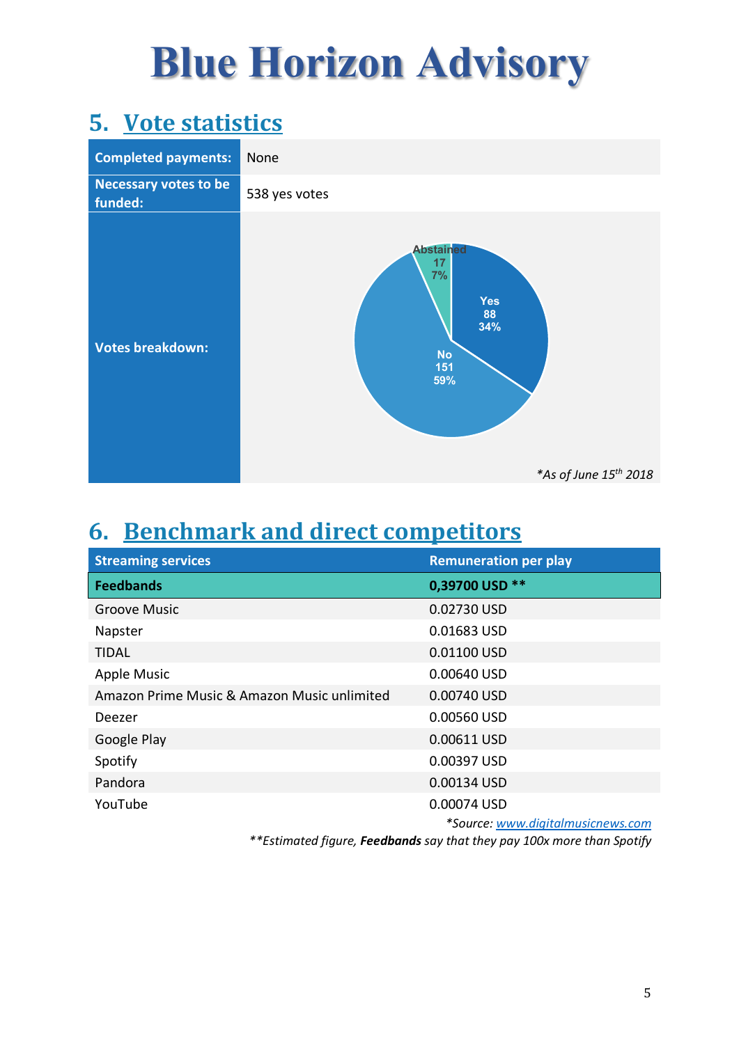# Blue Horizon Advisory

## 5. Vote statistics

| | |
|---|---|
| **Completed payments:** | None |
| **Necessary votes to be funded:** | 538 yes votes |
| **Votes breakdown:** | Yes: 88 (34%); No: 151 (59%); Abstained: 17 (7%) |

*As of June 15th 2018*

## 6. Benchmark and direct competitors

| Streaming services | Remuneration per play |
|---|---|
| **Feedbands** | **0,39700 USD \*\*** |
| Groove Music | 0.02730 USD |
| Napster | 0.01683 USD |
| TIDAL | 0.01100 USD |
| Apple Music | 0.00640 USD |
| Amazon Prime Music & Amazon Music unlimited | 0.00740 USD |
| Deezer | 0.00560 USD |
| Google Play | 0.00611 USD |
| Spotify | 0.00397 USD |
| Pandora | 0.00134 USD |
| YouTube | 0.00074 USD |

*\*Source: www.digitalmusicnews.com*

*\*\*Estimated figure, **Feedbands** say that they pay 100x more than Spotify*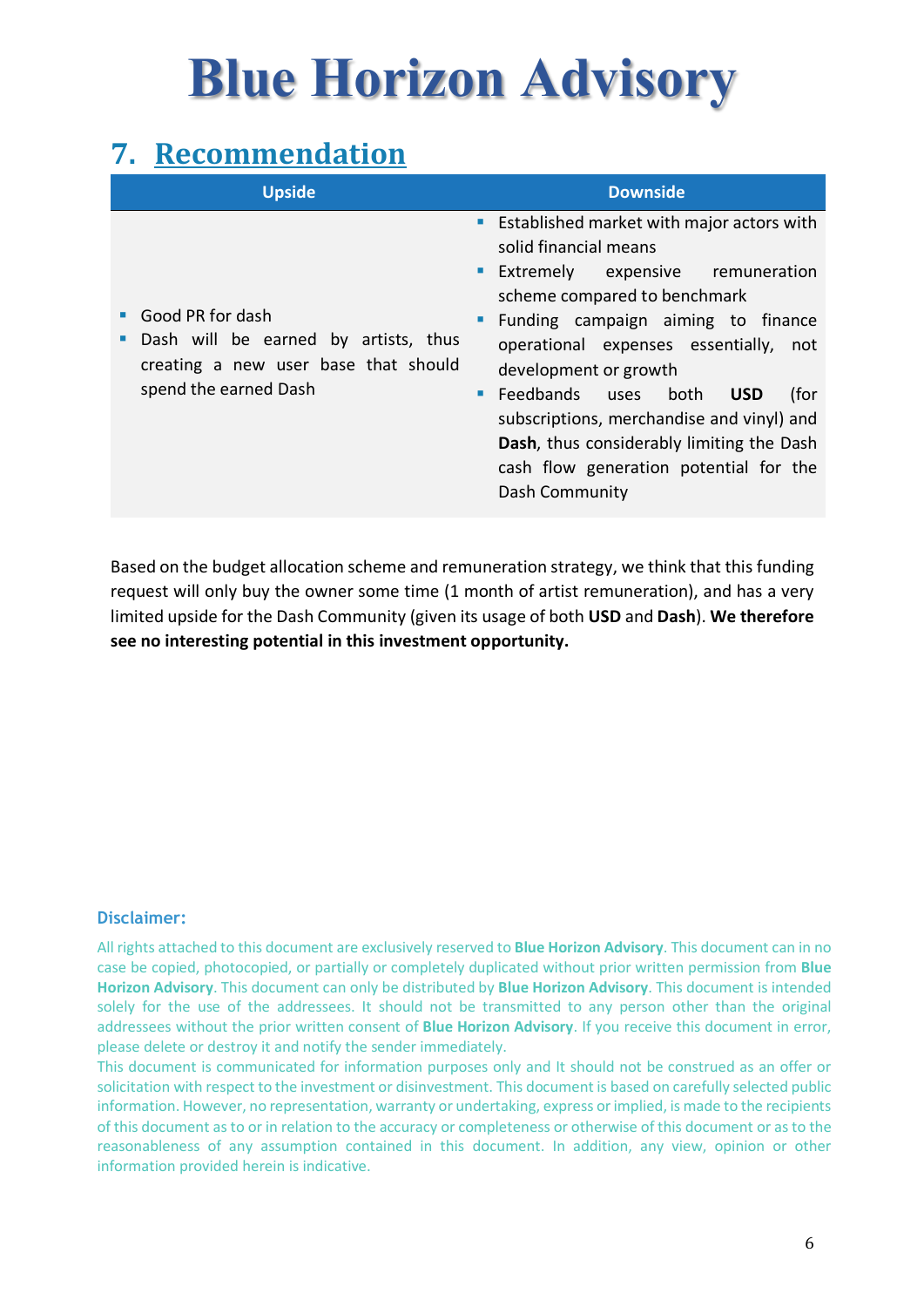# Blue Horizon Advisory

## 7. Recommendation

| Upside | Downside |
|---|---|
| ▪ Good PR for dash<br>▪ Dash will be earned by artists, thus creating a new user base that should spend the earned Dash | ▪ Established market with major actors with solid financial means<br>▪ Extremely expensive remuneration scheme compared to benchmark<br>▪ Funding campaign aiming to finance operational expenses essentially, not development or growth<br>▪ Feedbands uses both **USD** (for subscriptions, merchandise and vinyl) and **Dash**, thus considerably limiting the Dash cash flow generation potential for the Dash Community |

Based on the budget allocation scheme and remuneration strategy, we think that this funding request will only buy the owner some time (1 month of artist remuneration), and has a very limited upside for the Dash Community (given its usage of both **USD** and **Dash**). **We therefore see no interesting potential in this investment opportunity.**

**Disclaimer:**

All rights attached to this document are exclusively reserved to **Blue Horizon Advisory**. This document can in no case be copied, photocopied, or partially or completely duplicated without prior written permission from **Blue Horizon Advisory**. This document can only be distributed by **Blue Horizon Advisory**. This document is intended solely for the use of the addressees. It should not be transmitted to any person other than the original addressees without the prior written consent of **Blue Horizon Advisory**. If you receive this document in error, please delete or destroy it and notify the sender immediately.

This document is communicated for information purposes only and It should not be construed as an offer or solicitation with respect to the investment or disinvestment. This document is based on carefully selected public information. However, no representation, warranty or undertaking, express or implied, is made to the recipients of this document as to or in relation to the accuracy or completeness or otherwise of this document or as to the reasonableness of any assumption contained in this document. In addition, any view, opinion or other information provided herein is indicative.